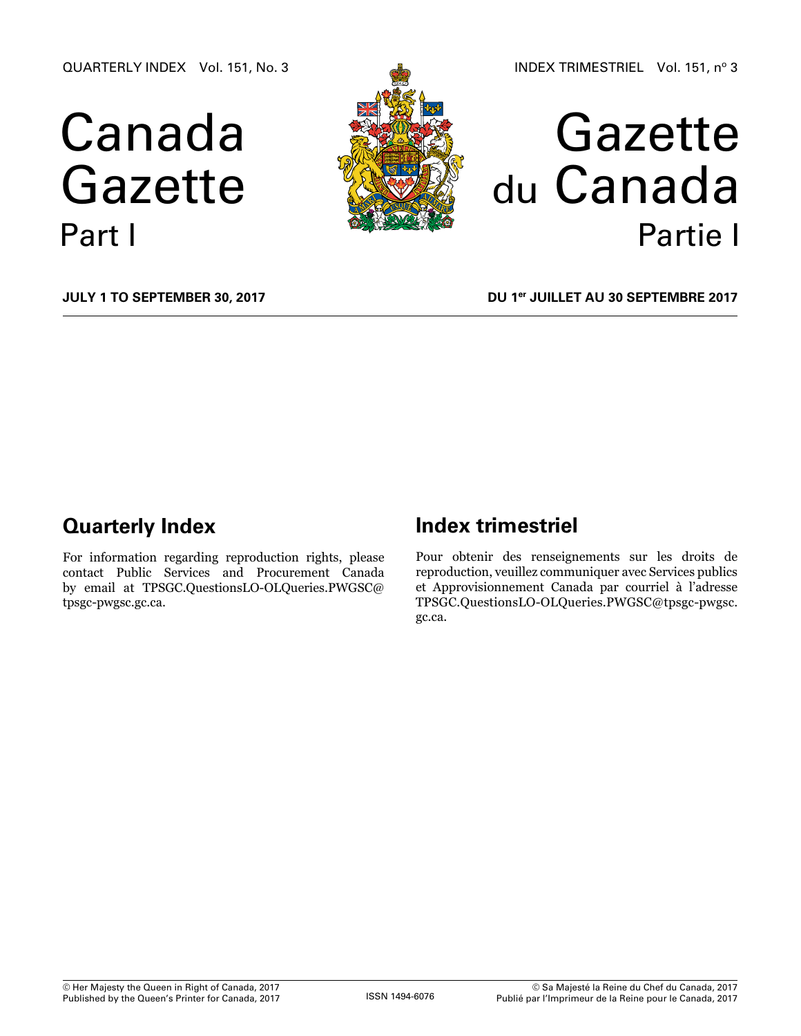QUARTERLY INDEX Vol. 151, No. 3

INDEX TRIMESTRIEL Vol. 151, nº 3

# Canada Gazette Part I

# Gazette du Canada Partie I

**JULY 1 TO SEPTEMBER 30, 2017**

**DU 1er JUILLET AU 30 SEPTEMBRE 2017**

## Quarterly Index

For information regarding reproduction rights, please contact Public Services and Procurement Canada by email at TPSGC.QuestionsLO-OLQueries.PWGSC@tpsgc-pwgsc.gc.ca.

## Index trimestriel

Pour obtenir des renseignements sur les droits de reproduction, veuillez communiquer avec Services publics et Approvisionnement Canada par courriel à l'adresse TPSGC.QuestionsLO-OLQueries.PWGSC@tpsgc-pwgsc.gc.ca.

© Her Majesty the Queen in Right of Canada, 2017
Published by the Queen's Printer for Canada, 2017

ISSN 1494-6076

© Sa Majesté la Reine du Chef du Canada, 2017
Publié par l'Imprimeur de la Reine pour le Canada, 2017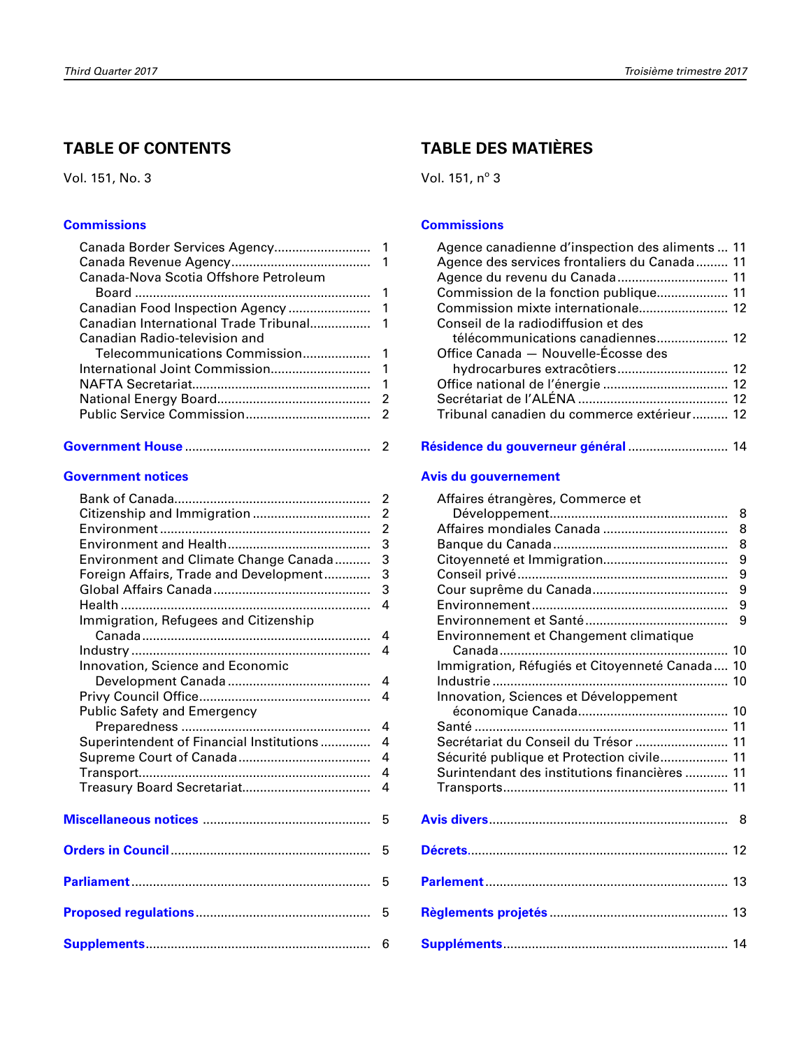## TABLE OF CONTENTS

Vol. 151, No. 3

### Commissions

- Canada Border Services Agency .......... 1
- Canada Revenue Agency .......... 1
- Canada-Nova Scotia Offshore Petroleum Board .......... 1
- Canadian Food Inspection Agency .......... 1
- Canadian International Trade Tribunal .......... 1
- Canadian Radio-television and Telecommunications Commission .......... 1
- International Joint Commission .......... 1
- NAFTA Secretariat .......... 1
- National Energy Board .......... 2
- Public Service Commission .......... 2

### Government House .......... 2

### Government notices

- Bank of Canada .......... 2
- Citizenship and Immigration .......... 2
- Environment .......... 2
- Environment and Health .......... 3
- Environment and Climate Change Canada .......... 3
- Foreign Affairs, Trade and Development .......... 3
- Global Affairs Canada .......... 3
- Health .......... 4
- Immigration, Refugees and Citizenship Canada .......... 4
- Industry .......... 4
- Innovation, Science and Economic Development Canada .......... 4
- Privy Council Office .......... 4
- Public Safety and Emergency Preparedness .......... 4
- Superintendent of Financial Institutions .......... 4
- Supreme Court of Canada .......... 4
- Transport .......... 4
- Treasury Board Secretariat .......... 4

### Miscellaneous notices .......... 5

### Orders in Council .......... 5

### Parliament .......... 5

### Proposed regulations .......... 5

### Supplements .......... 6

## TABLE DES MATIÈRES

Vol. 151, n° 3

### Commissions

- Agence canadienne d’inspection des aliments .......... 11
- Agence des services frontaliers du Canada .......... 11
- Agence du revenu du Canada .......... 11
- Commission de la fonction publique .......... 11
- Commission mixte internationale .......... 12
- Conseil de la radiodiffusion et des télécommunications canadiennes .......... 12
- Office Canada — Nouvelle-Écosse des hydrocarbures extracôtiers .......... 12
- Office national de l’énergie .......... 12
- Secrétariat de l’ALÉNA .......... 12
- Tribunal canadien du commerce extérieur .......... 12

### Résidence du gouverneur général .......... 14

### Avis du gouvernement

- Affaires étrangères, Commerce et Développement .......... 8
- Affaires mondiales Canada .......... 8
- Banque du Canada .......... 8
- Citoyenneté et Immigration .......... 9
- Conseil privé .......... 9
- Cour suprême du Canada .......... 9
- Environnement .......... 9
- Environnement et Santé .......... 9
- Environnement et Changement climatique Canada .......... 10
- Immigration, Réfugiés et Citoyenneté Canada .......... 10
- Industrie .......... 10
- Innovation, Sciences et Développement économique Canada .......... 10
- Santé .......... 11
- Secrétariat du Conseil du Trésor .......... 11
- Sécurité publique et Protection civile .......... 11
- Surintendant des institutions financières .......... 11
- Transports .......... 11

### Avis divers .......... 8

### Décrets .......... 12

### Parlement .......... 13

### Règlements projetés .......... 13

### Suppléments .......... 14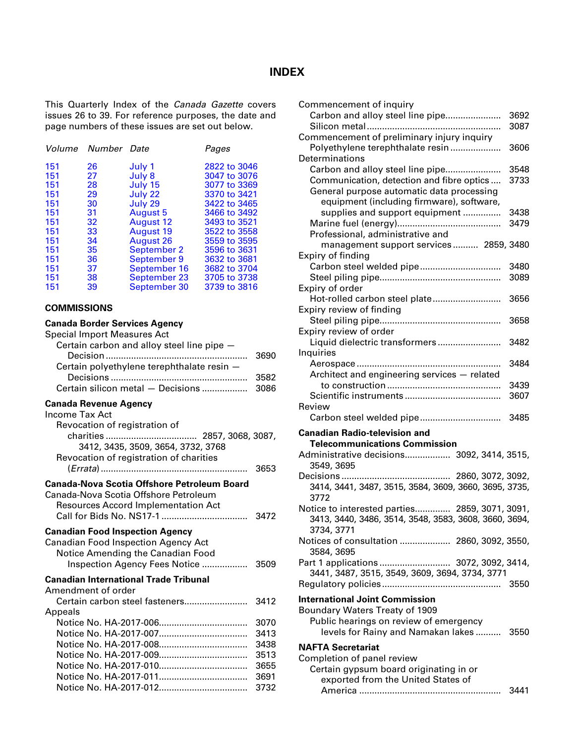# INDEX

This Quarterly Index of the *Canada Gazette* covers issues 26 to 39. For reference purposes, the date and page numbers of these issues are set out below.

| *Volume* | *Number* | *Date* | *Pages* |
|---|---|---|---|
| 151 | 26 | July 1 | 2822 to 3046 |
| 151 | 27 | July 8 | 3047 to 3076 |
| 151 | 28 | July 15 | 3077 to 3369 |
| 151 | 29 | July 22 | 3370 to 3421 |
| 151 | 30 | July 29 | 3422 to 3465 |
| 151 | 31 | August 5 | 3466 to 3492 |
| 151 | 32 | August 12 | 3493 to 3521 |
| 151 | 33 | August 19 | 3522 to 3558 |
| 151 | 34 | August 26 | 3559 to 3595 |
| 151 | 35 | September 2 | 3596 to 3631 |
| 151 | 36 | September 9 | 3632 to 3681 |
| 151 | 37 | September 16 | 3682 to 3704 |
| 151 | 38 | September 23 | 3705 to 3738 |
| 151 | 39 | September 30 | 3739 to 3816 |

## COMMISSIONS

### Canada Border Services Agency

Special Import Measures Act
- Certain carbon and alloy steel line pipe — Decision ........ 3690
- Certain polyethylene terephthalate resin — Decisions ........ 3582
- Certain silicon metal — Decisions ........ 3086

### Canada Revenue Agency

Income Tax Act
- Revocation of registration of charities ........ 2857, 3068, 3087, 3412, 3435, 3509, 3654, 3732, 3768
- Revocation of registration of charities (*Errata*) ........ 3653

### Canada-Nova Scotia Offshore Petroleum Board

Canada-Nova Scotia Offshore Petroleum Resources Accord Implementation Act
- Call for Bids No. NS17-1 ........ 3472

### Canadian Food Inspection Agency

Canadian Food Inspection Agency Act
- Notice Amending the Canadian Food Inspection Agency Fees Notice ........ 3509

### Canadian International Trade Tribunal

Amendment of order
- Certain carbon steel fasteners........ 3412

Appeals
- Notice No. HA-2017-006........ 3070
- Notice No. HA-2017-007........ 3413
- Notice No. HA-2017-008........ 3438
- Notice No. HA-2017-009........ 3513
- Notice No. HA-2017-010........ 3655
- Notice No. HA-2017-011........ 3691
- Notice No. HA-2017-012........ 3732

Commencement of inquiry
- Carbon and alloy steel line pipe........ 3692
- Silicon metal ........ 3087

Commencement of preliminary injury inquiry
- Polyethylene terephthalate resin ........ 3606

Determinations
- Carbon and alloy steel line pipe........ 3548
- Communication, detection and fibre optics ........ 3733
- General purpose automatic data processing equipment (including firmware), software, supplies and support equipment ........ 3438
- Marine fuel (energy)........ 3479
- Professional, administrative and management support services ........ 2859, 3480

Expiry of finding
- Carbon steel welded pipe ........ 3480
- Steel piling pipe........ 3089

Expiry of order
- Hot-rolled carbon steel plate ........ 3656

Expiry review of finding
- Steel piling pipe........ 3658

Expiry review of order
- Liquid dielectric transformers ........ 3482

Inquiries
- Aerospace ........ 3484
- Architect and engineering services — related to construction ........ 3439
- Scientific instruments ........ 3607

Review
- Carbon steel welded pipe ........ 3485

### Canadian Radio-television and Telecommunications Commission

Administrative decisions........ 3092, 3414, 3515, 3549, 3695

Decisions ........ 2860, 3072, 3092, 3414, 3441, 3487, 3515, 3584, 3609, 3660, 3695, 3735, 3772

Notice to interested parties........ 2859, 3071, 3091, 3413, 3440, 3486, 3514, 3548, 3583, 3608, 3660, 3694, 3734, 3771

Notices of consultation ........ 2860, 3092, 3550, 3584, 3695

Part 1 applications ........ 3072, 3092, 3414, 3441, 3487, 3515, 3549, 3609, 3694, 3734, 3771

Regulatory policies ........ 3550

### International Joint Commission

Boundary Waters Treaty of 1909
- Public hearings on review of emergency levels for Rainy and Namakan lakes ........ 3550

### NAFTA Secretariat

Completion of panel review
- Certain gypsum board originating in or exported from the United States of America ........ 3441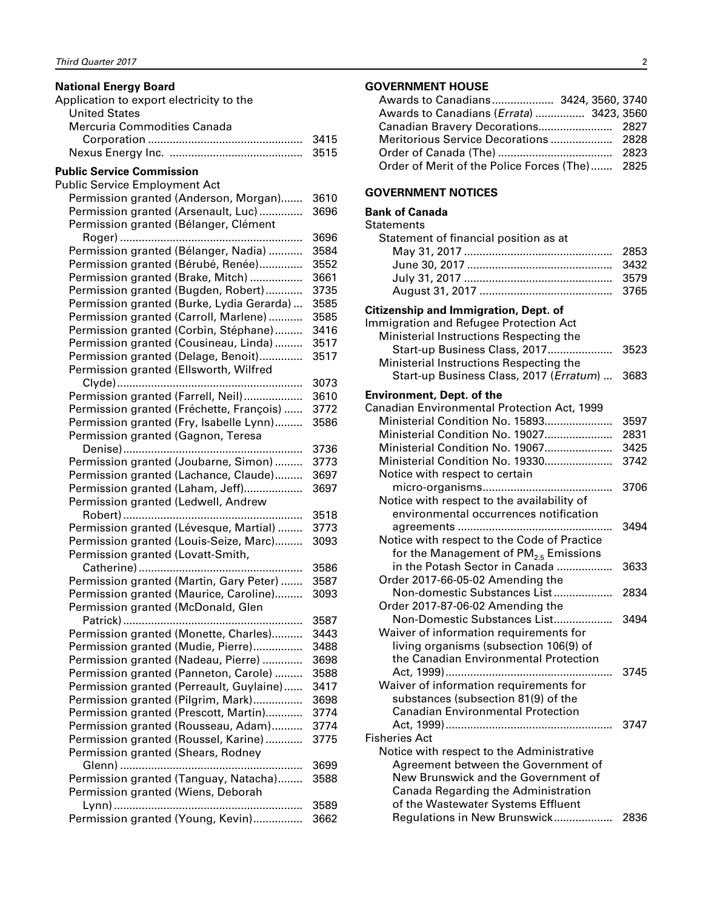**National Energy Board**

Application to export electricity to the United States

- Mercuria Commodities Canada Corporation ... 3415
- Nexus Energy Inc. ... 3515

**Public Service Commission**

Public Service Employment Act

- Permission granted (Anderson, Morgan) ... 3610
- Permission granted (Arsenault, Luc) ... 3696
- Permission granted (Bélanger, Clément Roger) ... 3696
- Permission granted (Bélanger, Nadia) ... 3584
- Permission granted (Bérubé, Renée) ... 3552
- Permission granted (Brake, Mitch) ... 3661
- Permission granted (Bugden, Robert) ... 3735
- Permission granted (Burke, Lydia Gerarda) ... 3585
- Permission granted (Carroll, Marlene) ... 3585
- Permission granted (Corbin, Stéphane) ... 3416
- Permission granted (Cousineau, Linda) ... 3517
- Permission granted (Delage, Benoit) ... 3517
- Permission granted (Ellsworth, Wilfred Clyde) ... 3073
- Permission granted (Farrell, Neil) ... 3610
- Permission granted (Fréchette, François) ... 3772
- Permission granted (Fry, Isabelle Lynn) ... 3586
- Permission granted (Gagnon, Teresa Denise) ... 3736
- Permission granted (Joubarne, Simon) ... 3773
- Permission granted (Lachance, Claude) ... 3697
- Permission granted (Laham, Jeff) ... 3697
- Permission granted (Ledwell, Andrew Robert) ... 3518
- Permission granted (Lévesque, Martial) ... 3773
- Permission granted (Louis-Seize, Marc) ... 3093
- Permission granted (Lovatt-Smith, Catherine) ... 3586
- Permission granted (Martin, Gary Peter) ... 3587
- Permission granted (Maurice, Caroline) ... 3093
- Permission granted (McDonald, Glen Patrick) ... 3587
- Permission granted (Monette, Charles) ... 3443
- Permission granted (Mudie, Pierre) ... 3488
- Permission granted (Nadeau, Pierre) ... 3698
- Permission granted (Panneton, Carole) ... 3588
- Permission granted (Perreault, Guylaine) ... 3417
- Permission granted (Pilgrim, Mark) ... 3698
- Permission granted (Prescott, Martin) ... 3774
- Permission granted (Rousseau, Adam) ... 3774
- Permission granted (Roussel, Karine) ... 3775
- Permission granted (Shears, Rodney Glenn) ... 3699
- Permission granted (Tanguay, Natacha) ... 3588
- Permission granted (Wiens, Deborah Lynn) ... 3589
- Permission granted (Young, Kevin) ... 3662

## GOVERNMENT HOUSE

- Awards to Canadians ... 3424, 3560, 3740
- Awards to Canadians (*Errata*) ... 3423, 3560
- Canadian Bravery Decorations ... 2827
- Meritorious Service Decorations ... 2828
- Order of Canada (The) ... 2823
- Order of Merit of the Police Forces (The) ... 2825

## GOVERNMENT NOTICES

**Bank of Canada**

Statements

Statement of financial position as at

- May 31, 2017 ... 2853
- June 30, 2017 ... 3432
- July 31, 2017 ... 3579
- August 31, 2017 ... 3765

**Citizenship and Immigration, Dept. of**

Immigration and Refugee Protection Act

- Ministerial Instructions Respecting the Start-up Business Class, 2017 ... 3523
- Ministerial Instructions Respecting the Start-up Business Class, 2017 (*Erratum*) ... 3683

**Environment, Dept. of the**

Canadian Environmental Protection Act, 1999

- Ministerial Condition No. 15893 ... 3597
- Ministerial Condition No. 19027 ... 2831
- Ministerial Condition No. 19067 ... 3425
- Ministerial Condition No. 19330 ... 3742
- Notice with respect to certain micro-organisms ... 3706
- Notice with respect to the availability of environmental occurrences notification agreements ... 3494
- Notice with respect to the Code of Practice for the Management of $PM_{2.5}$ Emissions in the Potash Sector in Canada ... 3633
- Order 2017-66-05-02 Amending the Non-domestic Substances List ... 2834
- Order 2017-87-06-02 Amending the Non-Domestic Substances List ... 3494
- Waiver of information requirements for living organisms (subsection 106(9) of the Canadian Environmental Protection Act, 1999) ... 3745
- Waiver of information requirements for substances (subsection 81(9) of the Canadian Environmental Protection Act, 1999) ... 3747

Fisheries Act

- Notice with respect to the Administrative Agreement between the Government of New Brunswick and the Government of Canada Regarding the Administration of the Wastewater Systems Effluent Regulations in New Brunswick ... 2836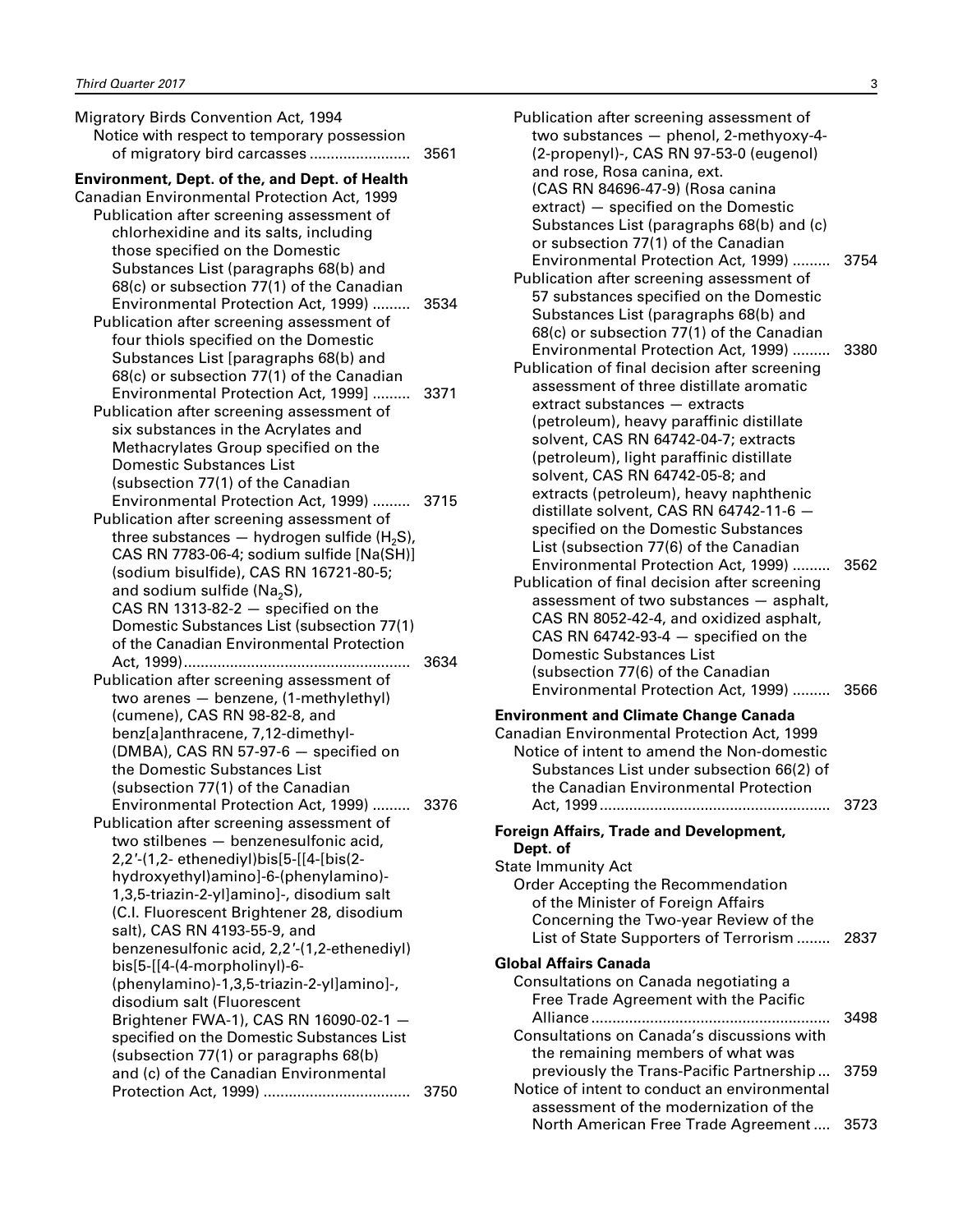Migratory Birds Convention Act, 1994
  Notice with respect to temporary possession of migratory bird carcasses ........................ 3561

**Environment, Dept. of the, and Dept. of Health**

Canadian Environmental Protection Act, 1999
  Publication after screening assessment of chlorhexidine and its salts, including those specified on the Domestic Substances List (paragraphs 68(b) and 68(c) or subsection 77(1) of the Canadian Environmental Protection Act, 1999) ......... 3534
  Publication after screening assessment of four thiols specified on the Domestic Substances List [paragraphs 68(b) and 68(c) or subsection 77(1) of the Canadian Environmental Protection Act, 1999] ......... 3371
  Publication after screening assessment of six substances in the Acrylates and Methacrylates Group specified on the Domestic Substances List (subsection 77(1) of the Canadian Environmental Protection Act, 1999) ......... 3715
  Publication after screening assessment of three substances — hydrogen sulfide ($H_2S$), CAS RN 7783-06-4; sodium sulfide [Na(SH)] (sodium bisulfide), CAS RN 16721-80-5; and sodium sulfide ($Na_2S$), CAS RN 1313-82-2 — specified on the Domestic Substances List (subsection 77(1) of the Canadian Environmental Protection Act, 1999)...................................................... 3634
  Publication after screening assessment of two arenes — benzene, (1-methylethyl) (cumene), CAS RN 98-82-8, and benz[a]anthracene, 7,12-dimethyl- (DMBA), CAS RN 57-97-6 — specified on the Domestic Substances List (subsection 77(1) of the Canadian Environmental Protection Act, 1999) ......... 3376
  Publication after screening assessment of two stilbenes — benzenesulfonic acid, 2,2′-(1,2- ethenediyl)bis[5-[[4-[bis(2-hydroxyethyl)amino]-6-(phenylamino)-1,3,5-triazin-2-yl]amino]-, disodium salt (C.I. Fluorescent Brightener 28, disodium salt), CAS RN 4193-55-9, and benzenesulfonic acid, 2,2′-(1,2-ethenediyl) bis[5-[[4-(4-morpholinyl)-6-(phenylamino)-1,3,5-triazin-2-yl]amino]-, disodium salt (Fluorescent Brightener FWA-1), CAS RN 16090-02-1 — specified on the Domestic Substances List (subsection 77(1) or paragraphs 68(b) and (c) of the Canadian Environmental Protection Act, 1999) .................................. 3750
  Publication after screening assessment of two substances — phenol, 2-methyoxy-4-(2-propenyl)-, CAS RN 97-53-0 (eugenol) and rose, Rosa canina, ext. (CAS RN 84696-47-9) (Rosa canina extract) — specified on the Domestic Substances List (paragraphs 68(b) and (c) or subsection 77(1) of the Canadian Environmental Protection Act, 1999) ......... 3754
  Publication after screening assessment of 57 substances specified on the Domestic Substances List (paragraphs 68(b) and 68(c) or subsection 77(1) of the Canadian Environmental Protection Act, 1999) ......... 3380
  Publication of final decision after screening assessment of three distillate aromatic extract substances — extracts (petroleum), heavy paraffinic distillate solvent, CAS RN 64742-04-7; extracts (petroleum), light paraffinic distillate solvent, CAS RN 64742-05-8; and extracts (petroleum), heavy naphthenic distillate solvent, CAS RN 64742-11-6 — specified on the Domestic Substances List (subsection 77(6) of the Canadian Environmental Protection Act, 1999) ......... 3562
  Publication of final decision after screening assessment of two substances — asphalt, CAS RN 8052-42-4, and oxidized asphalt, CAS RN 64742-93-4 — specified on the Domestic Substances List (subsection 77(6) of the Canadian Environmental Protection Act, 1999) ......... 3566

**Environment and Climate Change Canada**

Canadian Environmental Protection Act, 1999
  Notice of intent to amend the Non-domestic Substances List under subsection 66(2) of the Canadian Environmental Protection Act, 1999 ...................................................... 3723

**Foreign Affairs, Trade and Development, Dept. of**

State Immunity Act
  Order Accepting the Recommendation of the Minister of Foreign Affairs Concerning the Two-year Review of the List of State Supporters of Terrorism ........ 2837

**Global Affairs Canada**

  Consultations on Canada negotiating a Free Trade Agreement with the Pacific Alliance ......................................................... 3498
  Consultations on Canada's discussions with the remaining members of what was previously the Trans-Pacific Partnership ... 3759
  Notice of intent to conduct an environmental assessment of the modernization of the North American Free Trade Agreement .... 3573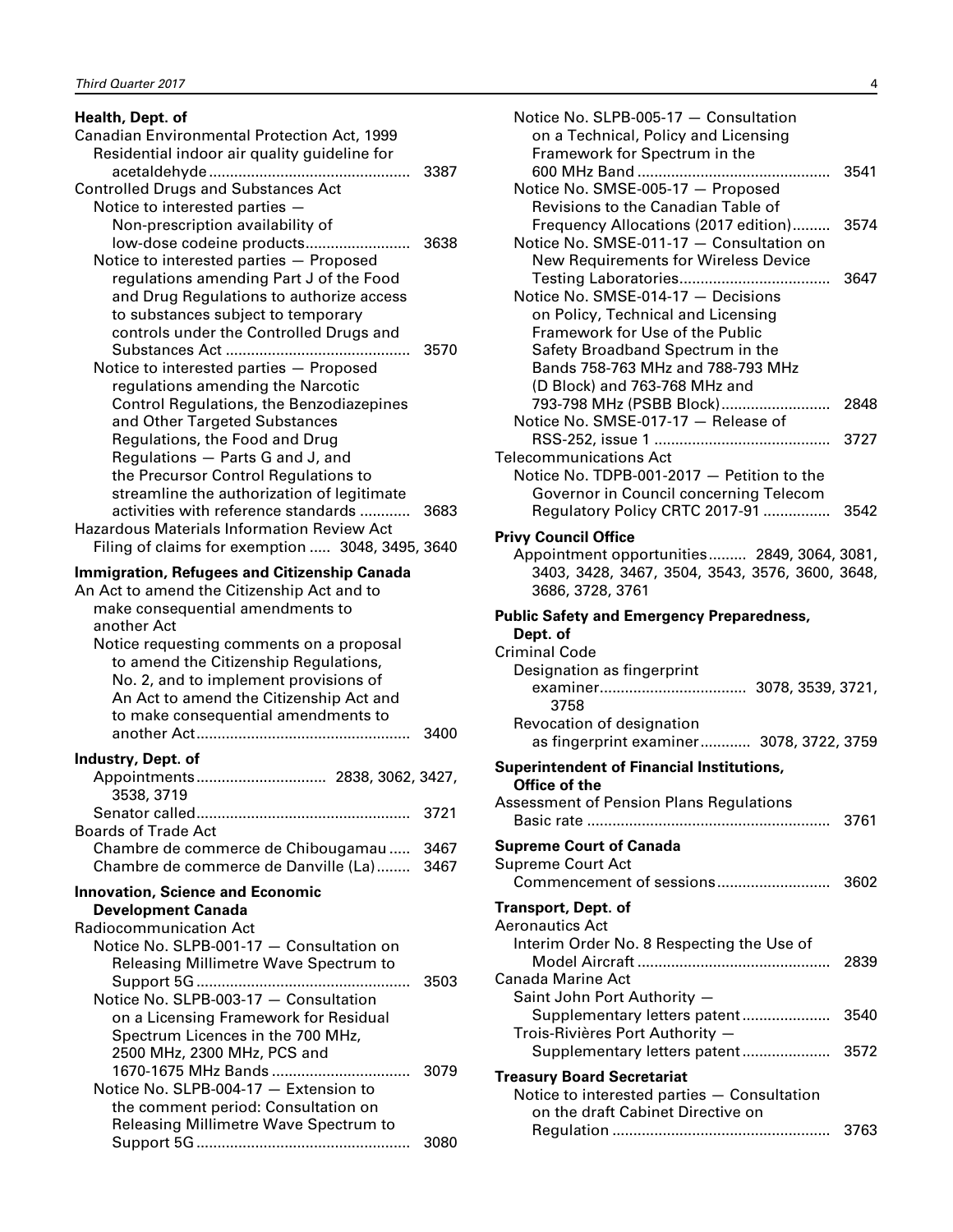**Health, Dept. of**

Canadian Environmental Protection Act, 1999

- Residential indoor air quality guideline for acetaldehyde ... 3387

Controlled Drugs and Substances Act

- Notice to interested parties — Non-prescription availability of low-dose codeine products ... 3638
- Notice to interested parties — Proposed regulations amending Part J of the Food and Drug Regulations to authorize access to substances subject to temporary controls under the Controlled Drugs and Substances Act ... 3570
- Notice to interested parties — Proposed regulations amending the Narcotic Control Regulations, the Benzodiazepines and Other Targeted Substances Regulations, the Food and Drug Regulations — Parts G and J, and the Precursor Control Regulations to streamline the authorization of legitimate activities with reference standards ... 3683

Hazardous Materials Information Review Act

- Filing of claims for exemption ... 3048, 3495, 3640

**Immigration, Refugees and Citizenship Canada**

An Act to amend the Citizenship Act and to make consequential amendments to another Act

- Notice requesting comments on a proposal to amend the Citizenship Regulations, No. 2, and to implement provisions of An Act to amend the Citizenship Act and to make consequential amendments to another Act ... 3400

**Industry, Dept. of**

- Appointments ... 2838, 3062, 3427, 3538, 3719
- Senator called ... 3721

Boards of Trade Act

- Chambre de commerce de Chibougamau ... 3467
- Chambre de commerce de Danville (La) ... 3467

**Innovation, Science and Economic Development Canada**

Radiocommunication Act

- Notice No. SLPB-001-17 — Consultation on Releasing Millimetre Wave Spectrum to Support 5G ... 3503
- Notice No. SLPB-003-17 — Consultation on a Licensing Framework for Residual Spectrum Licences in the 700 MHz, 2500 MHz, 2300 MHz, PCS and 1670-1675 MHz Bands ... 3079
- Notice No. SLPB-004-17 — Extension to the comment period: Consultation on Releasing Millimetre Wave Spectrum to Support 5G ... 3080
- Notice No. SLPB-005-17 — Consultation on a Technical, Policy and Licensing Framework for Spectrum in the 600 MHz Band ... 3541
- Notice No. SMSE-005-17 — Proposed Revisions to the Canadian Table of Frequency Allocations (2017 edition) ... 3574
- Notice No. SMSE-011-17 — Consultation on New Requirements for Wireless Device Testing Laboratories ... 3647
- Notice No. SMSE-014-17 — Decisions on Policy, Technical and Licensing Framework for Use of the Public Safety Broadband Spectrum in the Bands 758-763 MHz and 788-793 MHz (D Block) and 763-768 MHz and 793-798 MHz (PSBB Block) ... 2848
- Notice No. SMSE-017-17 — Release of RSS-252, issue 1 ... 3727

Telecommunications Act

- Notice No. TDPB-001-2017 — Petition to the Governor in Council concerning Telecom Regulatory Policy CRTC 2017-91 ... 3542

**Privy Council Office**

- Appointment opportunities ... 2849, 3064, 3081, 3403, 3428, 3467, 3504, 3543, 3576, 3600, 3648, 3686, 3728, 3761

**Public Safety and Emergency Preparedness, Dept. of**

Criminal Code

- Designation as fingerprint examiner ... 3078, 3539, 3721, 3758
- Revocation of designation as fingerprint examiner ... 3078, 3722, 3759

**Superintendent of Financial Institutions, Office of the**

Assessment of Pension Plans Regulations

- Basic rate ... 3761

**Supreme Court of Canada**

Supreme Court Act

- Commencement of sessions ... 3602

**Transport, Dept. of**

Aeronautics Act

- Interim Order No. 8 Respecting the Use of Model Aircraft ... 2839

Canada Marine Act

- Saint John Port Authority — Supplementary letters patent ... 3540
- Trois-Rivières Port Authority — Supplementary letters patent ... 3572

**Treasury Board Secretariat**

- Notice to interested parties — Consultation on the draft Cabinet Directive on Regulation ... 3763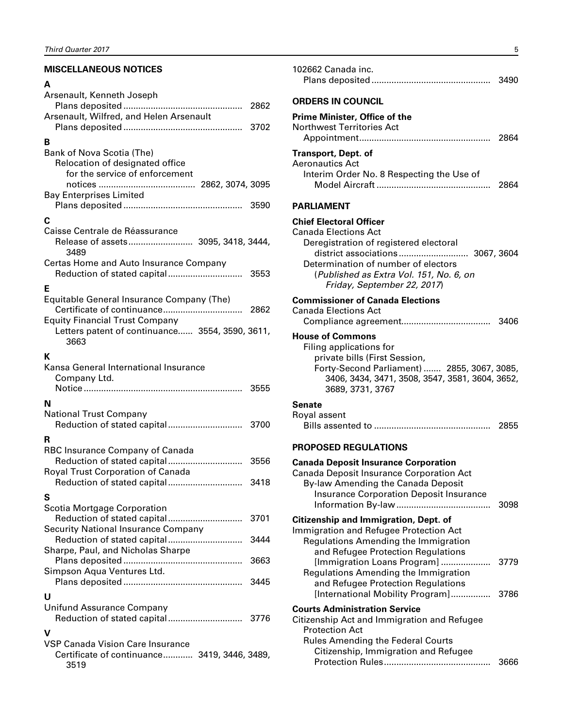## MISCELLANEOUS NOTICES

### A

Arsenault, Kenneth Joseph
- Plans deposited ... 2862

Arsenault, Wilfred, and Helen Arsenault
- Plans deposited ... 3702

### B

Bank of Nova Scotia (The)
- Relocation of designated office for the service of enforcement notices ... 2862, 3074, 3095

Bay Enterprises Limited
- Plans deposited ... 3590

### C

Caisse Centrale de Réassurance
- Release of assets ... 3095, 3418, 3444, 3489

Certas Home and Auto Insurance Company
- Reduction of stated capital ... 3553

### E

Equitable General Insurance Company (The)
- Certificate of continuance ... 2862

Equity Financial Trust Company
- Letters patent of continuance ... 3554, 3590, 3611, 3663

### K

Kansa General International Insurance Company Ltd.
- Notice ... 3555

### N

National Trust Company
- Reduction of stated capital ... 3700

### R

RBC Insurance Company of Canada
- Reduction of stated capital ... 3556

Royal Trust Corporation of Canada
- Reduction of stated capital ... 3418

### S

Scotia Mortgage Corporation
- Reduction of stated capital ... 3701

Security National Insurance Company
- Reduction of stated capital ... 3444

Sharpe, Paul, and Nicholas Sharpe
- Plans deposited ... 3663

Simpson Aqua Ventures Ltd.
- Plans deposited ... 3445

### U

Unifund Assurance Company
- Reduction of stated capital ... 3776

### V

VSP Canada Vision Care Insurance
- Certificate of continuance ... 3419, 3446, 3489, 3519

102662 Canada inc.
- Plans deposited ... 3490

## ORDERS IN COUNCIL

**Prime Minister, Office of the**

Northwest Territories Act
- Appointment ... 2864

**Transport, Dept. of**

Aeronautics Act
- Interim Order No. 8 Respecting the Use of Model Aircraft ... 2864

## PARLIAMENT

**Chief Electoral Officer**

Canada Elections Act
- Deregistration of registered electoral district associations ... 3067, 3604
- Determination of number of electors (*Published as Extra Vol. 151, No. 6, on Friday, September 22, 2017*)

**Commissioner of Canada Elections**

Canada Elections Act
- Compliance agreement ... 3406

**House of Commons**

Filing applications for private bills (First Session, Forty-Second Parliament) ... 2855, 3067, 3085, 3406, 3434, 3471, 3508, 3547, 3581, 3604, 3652, 3689, 3731, 3767

**Senate**

Royal assent
- Bills assented to ... 2855

## PROPOSED REGULATIONS

**Canada Deposit Insurance Corporation**

Canada Deposit Insurance Corporation Act
- By-law Amending the Canada Deposit Insurance Corporation Deposit Insurance Information By-law ... 3098

**Citizenship and Immigration, Dept. of**

Immigration and Refugee Protection Act
- Regulations Amending the Immigration and Refugee Protection Regulations [Immigration Loans Program] ... 3779
- Regulations Amending the Immigration and Refugee Protection Regulations [International Mobility Program] ... 3786

**Courts Administration Service**

Citizenship Act and Immigration and Refugee Protection Act
- Rules Amending the Federal Courts Citizenship, Immigration and Refugee Protection Rules ... 3666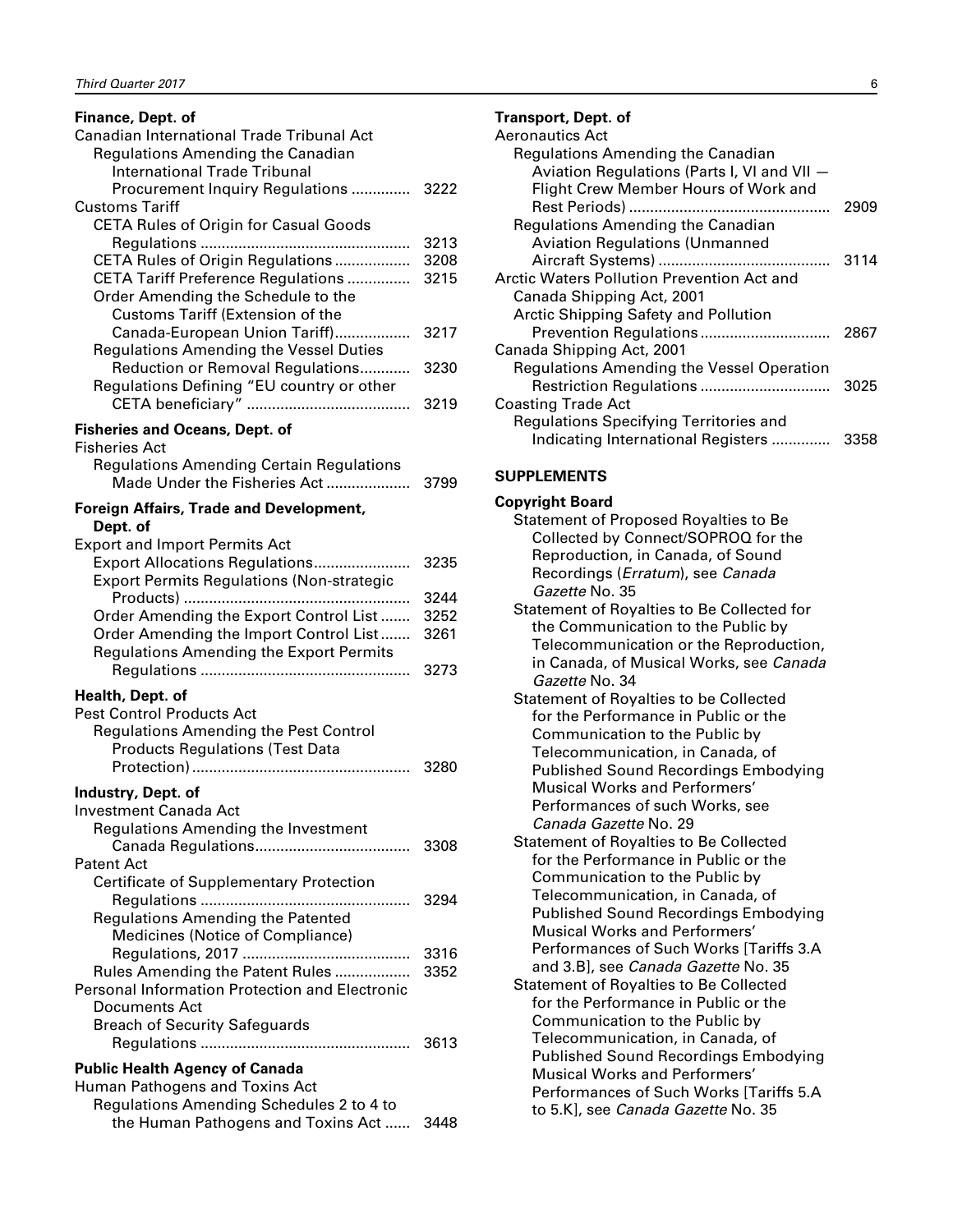**Finance, Dept. of**

Canadian International Trade Tribunal Act

- Regulations Amending the Canadian International Trade Tribunal Procurement Inquiry Regulations .............. 3222

Customs Tariff

- CETA Rules of Origin for Casual Goods Regulations .................................................. 3213
- CETA Rules of Origin Regulations .................. 3208
- CETA Tariff Preference Regulations ............... 3215
- Order Amending the Schedule to the Customs Tariff (Extension of the Canada-European Union Tariff).................. 3217
- Regulations Amending the Vessel Duties Reduction or Removal Regulations............ 3230
- Regulations Defining "EU country or other CETA beneficiary" ....................................... 3219

**Fisheries and Oceans, Dept. of**

Fisheries Act

- Regulations Amending Certain Regulations Made Under the Fisheries Act .................... 3799

**Foreign Affairs, Trade and Development, Dept. of**

Export and Import Permits Act

- Export Allocations Regulations....................... 3235
- Export Permits Regulations (Non-strategic Products) ...................................................... 3244
- Order Amending the Export Control List ....... 3252
- Order Amending the Import Control List....... 3261
- Regulations Amending the Export Permits Regulations .................................................. 3273

**Health, Dept. of**

Pest Control Products Act

- Regulations Amending the Pest Control Products Regulations (Test Data Protection).................................................... 3280

**Industry, Dept. of**

Investment Canada Act

- Regulations Amending the Investment Canada Regulations..................................... 3308

Patent Act

- Certificate of Supplementary Protection Regulations .................................................. 3294
- Regulations Amending the Patented Medicines (Notice of Compliance) Regulations, 2017 ........................................ 3316
- Rules Amending the Patent Rules .................. 3352

Personal Information Protection and Electronic Documents Act

- Breach of Security Safeguards Regulations .................................................. 3613

**Public Health Agency of Canada**

Human Pathogens and Toxins Act

- Regulations Amending Schedules 2 to 4 to the Human Pathogens and Toxins Act ...... 3448

**Transport, Dept. of**

Aeronautics Act

- Regulations Amending the Canadian Aviation Regulations (Parts I, VI and VII — Flight Crew Member Hours of Work and Rest Periods) ................................................ 2909
- Regulations Amending the Canadian Aviation Regulations (Unmanned Aircraft Systems) ......................................... 3114

Arctic Waters Pollution Prevention Act and Canada Shipping Act, 2001

- Arctic Shipping Safety and Pollution Prevention Regulations ............................... 2867

Canada Shipping Act, 2001

- Regulations Amending the Vessel Operation Restriction Regulations ............................... 3025

Coasting Trade Act

- Regulations Specifying Territories and Indicating International Registers .............. 3358

## SUPPLEMENTS

**Copyright Board**

- Statement of Proposed Royalties to Be Collected by Connect/SOPROQ for the Reproduction, in Canada, of Sound Recordings (*Erratum*), see *Canada Gazette* No. 35
- Statement of Royalties to Be Collected for the Communication to the Public by Telecommunication or the Reproduction, in Canada, of Musical Works, see *Canada Gazette* No. 34
- Statement of Royalties to be Collected for the Performance in Public or the Communication to the Public by Telecommunication, in Canada, of Published Sound Recordings Embodying Musical Works and Performers' Performances of such Works, see *Canada Gazette* No. 29
- Statement of Royalties to Be Collected for the Performance in Public or the Communication to the Public by Telecommunication, in Canada, of Published Sound Recordings Embodying Musical Works and Performers' Performances of Such Works [Tariffs 3.A and 3.B], see *Canada Gazette* No. 35
- Statement of Royalties to Be Collected for the Performance in Public or the Communication to the Public by Telecommunication, in Canada, of Published Sound Recordings Embodying Musical Works and Performers' Performances of Such Works [Tariffs 5.A to 5.K], see *Canada Gazette* No. 35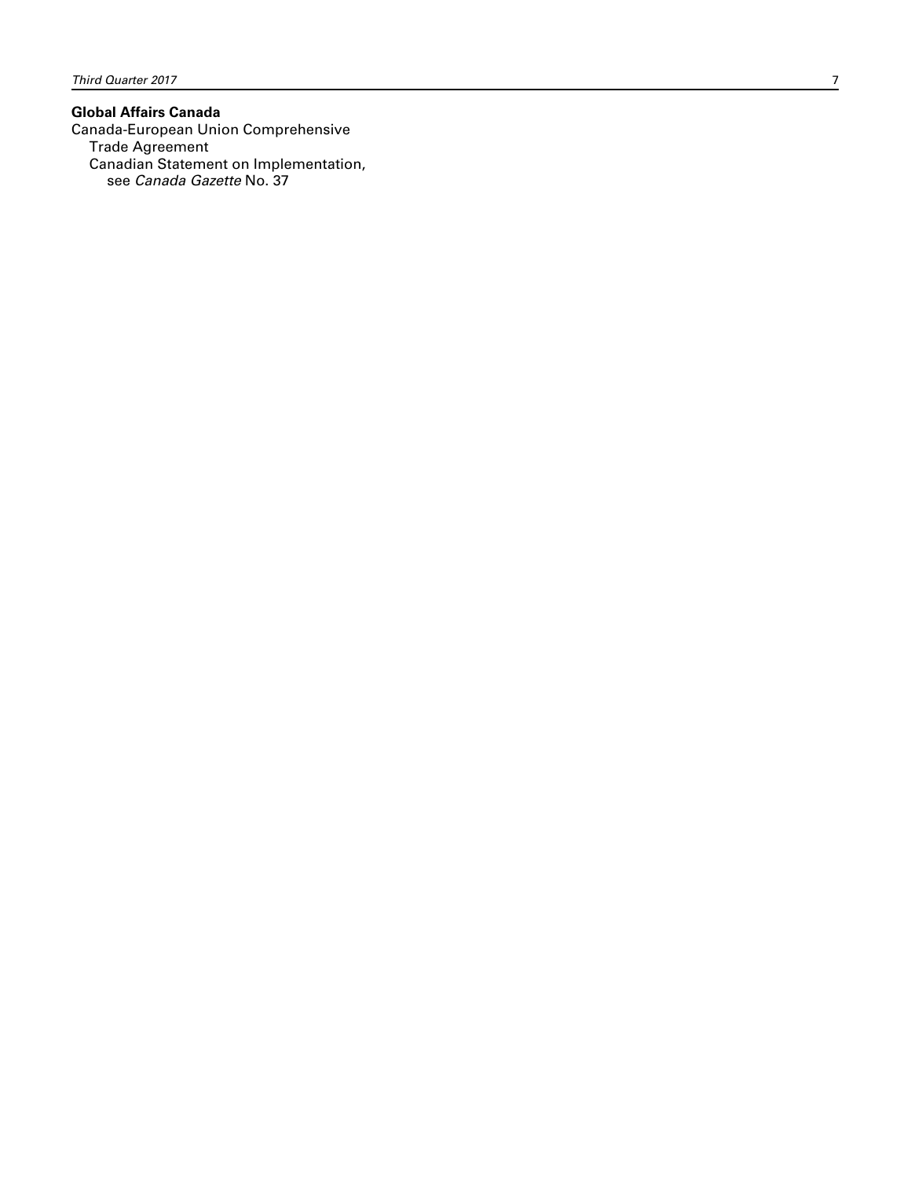**Global Affairs Canada**

Canada-European Union Comprehensive
Trade Agreement
Canadian Statement on Implementation,
see *Canada Gazette* No. 37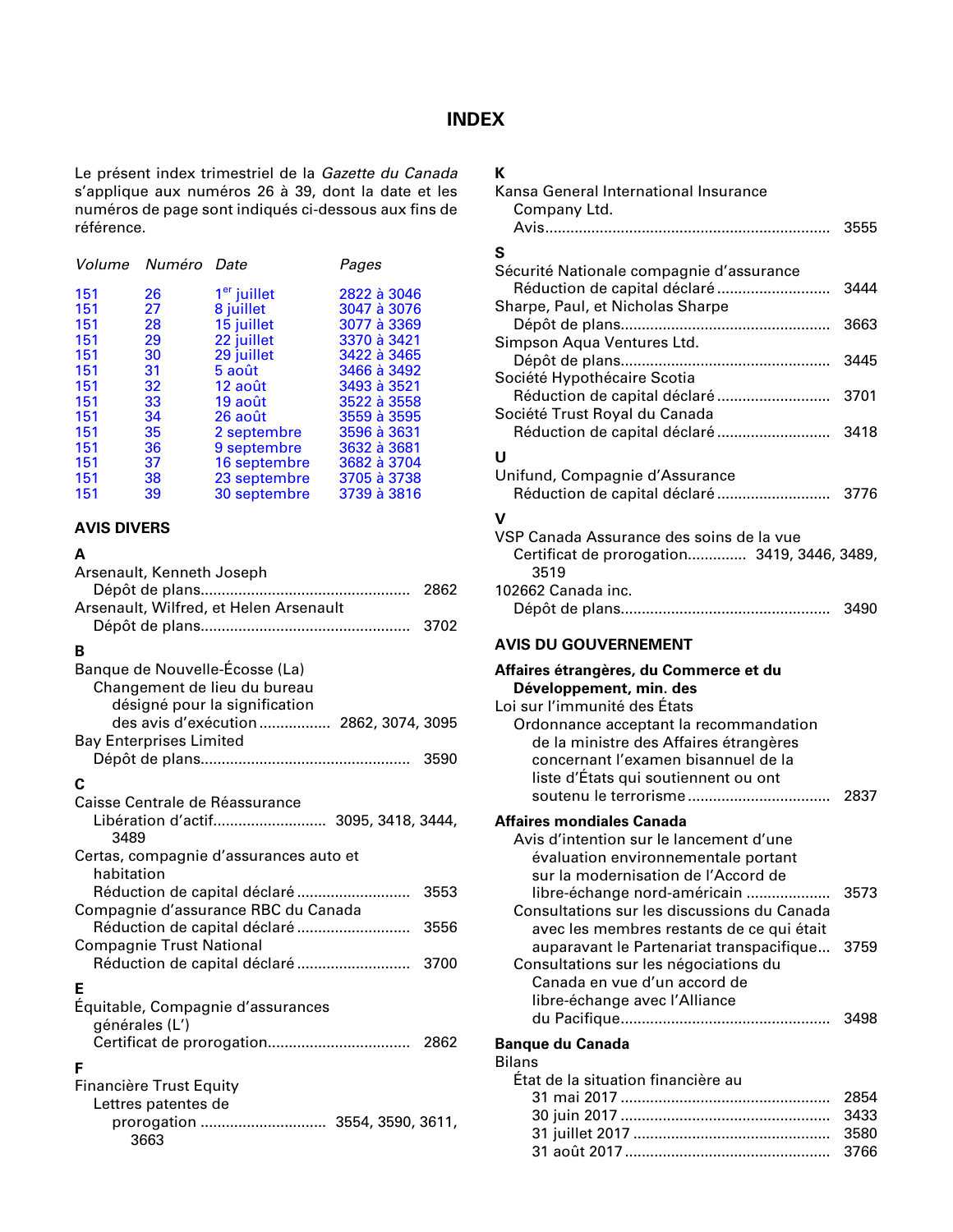# INDEX

Le présent index trimestriel de la *Gazette du Canada* s'applique aux numéros 26 à 39, dont la date et les numéros de page sont indiqués ci-dessous aux fins de référence.

| *Volume* | *Numéro* | *Date* | *Pages* |
|---|---|---|---|
| 151 | 26 | 1er juillet | 2822 à 3046 |
| 151 | 27 | 8 juillet | 3047 à 3076 |
| 151 | 28 | 15 juillet | 3077 à 3369 |
| 151 | 29 | 22 juillet | 3370 à 3421 |
| 151 | 30 | 29 juillet | 3422 à 3465 |
| 151 | 31 | 5 août | 3466 à 3492 |
| 151 | 32 | 12 août | 3493 à 3521 |
| 151 | 33 | 19 août | 3522 à 3558 |
| 151 | 34 | 26 août | 3559 à 3595 |
| 151 | 35 | 2 septembre | 3596 à 3631 |
| 151 | 36 | 9 septembre | 3632 à 3681 |
| 151 | 37 | 16 septembre | 3682 à 3704 |
| 151 | 38 | 23 septembre | 3705 à 3738 |
| 151 | 39 | 30 septembre | 3739 à 3816 |

## AVIS DIVERS

**A**

Arsenault, Kenneth Joseph
- Dépôt de plans.................................................. 2862

Arsenault, Wilfred, et Helen Arsenault
- Dépôt de plans.................................................. 3702

**B**

Banque de Nouvelle-Écosse (La)
- Changement de lieu du bureau désigné pour la signification des avis d'exécution ................. 2862, 3074, 3095

Bay Enterprises Limited
- Dépôt de plans.................................................. 3590

**C**

Caisse Centrale de Réassurance
- Libération d'actif........................... 3095, 3418, 3444, 3489

Certas, compagnie d'assurances auto et habitation
- Réduction de capital déclaré ........................... 3553

Compagnie d'assurance RBC du Canada
- Réduction de capital déclaré ........................... 3556

Compagnie Trust National
- Réduction de capital déclaré ........................... 3700

**E**

Équitable, Compagnie d'assurances générales (L')
- Certificat de prorogation.................................. 2862

**F**

Financière Trust Equity
- Lettres patentes de prorogation ............................. 3554, 3590, 3611, 3663

**K**

Kansa General International Insurance Company Ltd.
- Avis.................................................................... 3555

**S**

Sécurité Nationale compagnie d'assurance
- Réduction de capital déclaré ........................... 3444

Sharpe, Paul, et Nicholas Sharpe
- Dépôt de plans.................................................. 3663

Simpson Aqua Ventures Ltd.
- Dépôt de plans.................................................. 3445

Société Hypothécaire Scotia
- Réduction de capital déclaré ........................... 3701

Société Trust Royal du Canada
- Réduction de capital déclaré ........................... 3418

**U**

Unifund, Compagnie d'Assurance
- Réduction de capital déclaré ........................... 3776

**V**

VSP Canada Assurance des soins de la vue
- Certificat de prorogation.............. 3419, 3446, 3489, 3519

102662 Canada inc.
- Dépôt de plans.................................................. 3490

## AVIS DU GOUVERNEMENT

**Affaires étrangères, du Commerce et du Développement, min. des**

Loi sur l'immunité des États
- Ordonnance acceptant la recommandation de la ministre des Affaires étrangères concernant l'examen bisannuel de la liste d'États qui soutiennent ou ont soutenu le terrorisme ................................. 2837

**Affaires mondiales Canada**
- Avis d'intention sur le lancement d'une évaluation environnementale portant sur la modernisation de l'Accord de libre-échange nord-américain ................... 3573
- Consultations sur les discussions du Canada avec les membres restants de ce qui était auparavant le Partenariat transpacifique... 3759
- Consultations sur les négociations du Canada en vue d'un accord de libre-échange avec l'Alliance du Pacifique................................................. 3498

**Banque du Canada**

Bilans
- État de la situation financière au
  - 31 mai 2017 ................................................. 2854
  - 30 juin 2017 ................................................. 3433
  - 31 juillet 2017 .............................................. 3580
  - 31 août 2017 ................................................ 3766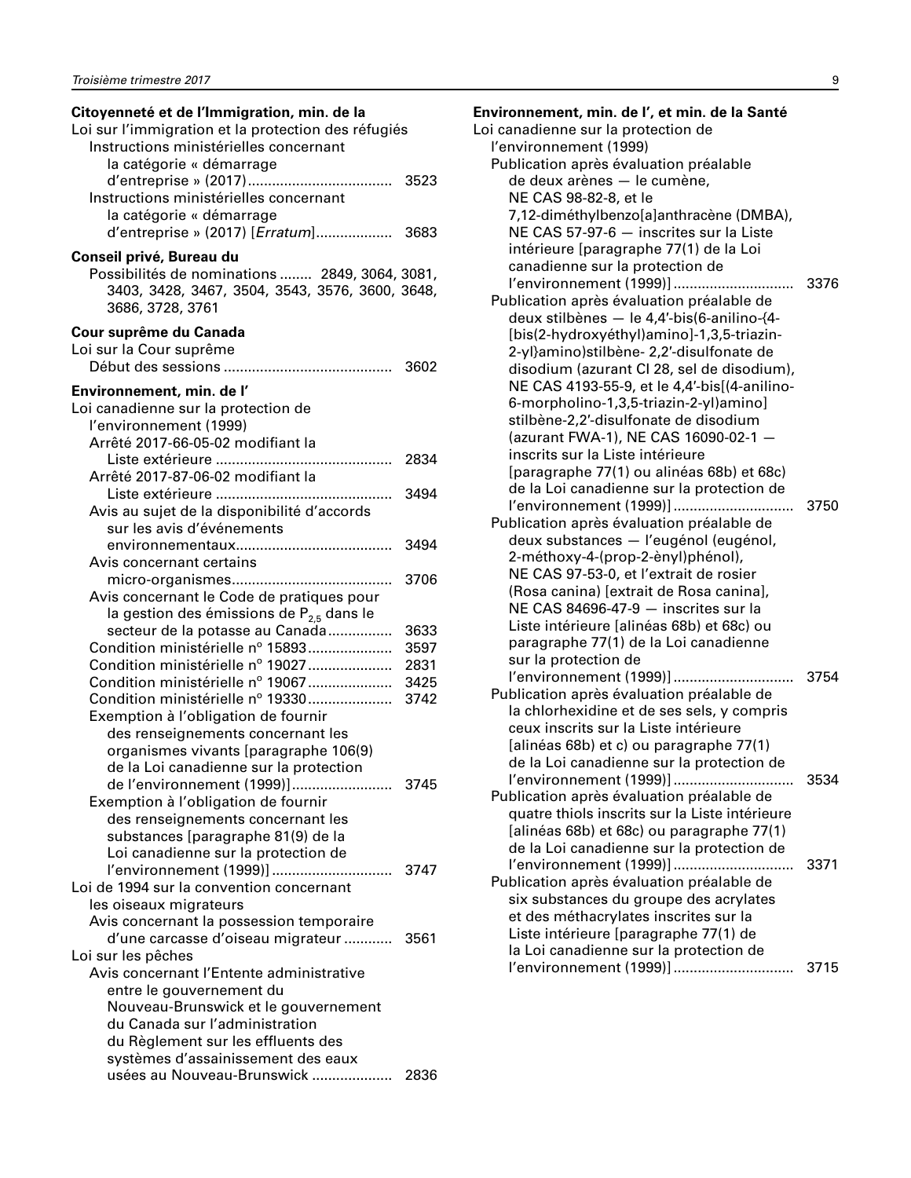**Citoyenneté et de l'Immigration, min. de la**

Loi sur l'immigration et la protection des réfugiés

- Instructions ministérielles concernant la catégorie « démarrage d'entreprise » (2017) .................................... 3523
- Instructions ministérielles concernant la catégorie « démarrage d'entreprise » (2017) [*Erratum*].................. 3683

**Conseil privé, Bureau du**

- Possibilités de nominations ........ 2849, 3064, 3081, 3403, 3428, 3467, 3504, 3543, 3576, 3600, 3648, 3686, 3728, 3761

**Cour suprême du Canada**

Loi sur la Cour suprême

- Début des sessions .......................................... 3602

**Environnement, min. de l'**

Loi canadienne sur la protection de l'environnement (1999)

- Arrêté 2017-66-05-02 modifiant la Liste extérieure ............................................ 2834
- Arrêté 2017-87-06-02 modifiant la Liste extérieure ............................................ 3494
- Avis au sujet de la disponibilité d'accords sur les avis d'événements environnementaux....................................... 3494
- Avis concernant certains micro-organismes........................................ 3706
- Avis concernant le Code de pratiques pour la gestion des émissions de $P_{2,5}$ dans le secteur de la potasse au Canada................ 3633
- Condition ministérielle n° 15893.................... 3597
- Condition ministérielle n° 19027.................... 2831
- Condition ministérielle n° 19067.................... 3425
- Condition ministérielle n° 19330.................... 3742
- Exemption à l'obligation de fournir des renseignements concernant les organismes vivants [paragraphe 106(9) de la Loi canadienne sur la protection de l'environnement (1999)]......................... 3745
- Exemption à l'obligation de fournir des renseignements concernant les substances [paragraphe 81(9) de la Loi canadienne sur la protection de l'environnement (1999)] .............................. 3747

Loi de 1994 sur la convention concernant les oiseaux migrateurs

- Avis concernant la possession temporaire d'une carcasse d'oiseau migrateur ............ 3561

Loi sur les pêches

- Avis concernant l'Entente administrative entre le gouvernement du Nouveau-Brunswick et le gouvernement du Canada sur l'administration du Règlement sur les effluents des systèmes d'assainissement des eaux usées au Nouveau-Brunswick .................... 2836

**Environnement, min. de l', et min. de la Santé**

Loi canadienne sur la protection de l'environnement (1999)

- Publication après évaluation préalable de deux arènes — le cumène, NE CAS 98-82-8, et le 7,12-diméthylbenzo[a]anthracène (DMBA), NE CAS 57-97-6 — inscrites sur la Liste intérieure [paragraphe 77(1) de la Loi canadienne sur la protection de l'environnement (1999)] .............................. 3376
- Publication après évaluation préalable de deux stilbènes — le 4,4′-bis(6-anilino-{4-[bis(2-hydroxyéthyl)amino]-1,3,5-triazin-2-yl}amino)stilbène- 2,2′-disulfonate de disodium (azurant CI 28, sel de disodium), NE CAS 4193-55-9, et le 4,4′-bis[(4-anilino-6-morpholino-1,3,5-triazin-2-yl)amino] stilbène-2,2′-disulfonate de disodium (azurant FWA-1), NE CAS 16090-02-1 — inscrits sur la Liste intérieure [paragraphe 77(1) ou alinéas 68b) et 68c) de la Loi canadienne sur la protection de l'environnement (1999)] .............................. 3750
- Publication après évaluation préalable de deux substances — l'eugénol (eugénol, 2-méthoxy-4-(prop-2-ènyl)phénol), NE CAS 97-53-0, et l'extrait de rosier (Rosa canina) [extrait de Rosa canina], NE CAS 84696-47-9 — inscrites sur la Liste intérieure [alinéas 68b) et 68c) ou paragraphe 77(1) de la Loi canadienne sur la protection de l'environnement (1999)] .............................. 3754
- Publication après évaluation préalable de la chlorhexidine et de ses sels, y compris ceux inscrits sur la Liste intérieure [alinéas 68b) et c) ou paragraphe 77(1) de la Loi canadienne sur la protection de l'environnement (1999)] .............................. 3534
- Publication après évaluation préalable de quatre thiols inscrits sur la Liste intérieure [alinéas 68b) et 68c) ou paragraphe 77(1) de la Loi canadienne sur la protection de l'environnement (1999)] .............................. 3371
- Publication après évaluation préalable de six substances du groupe des acrylates et des méthacrylates inscrites sur la Liste intérieure [paragraphe 77(1) de la Loi canadienne sur la protection de l'environnement (1999)] .............................. 3715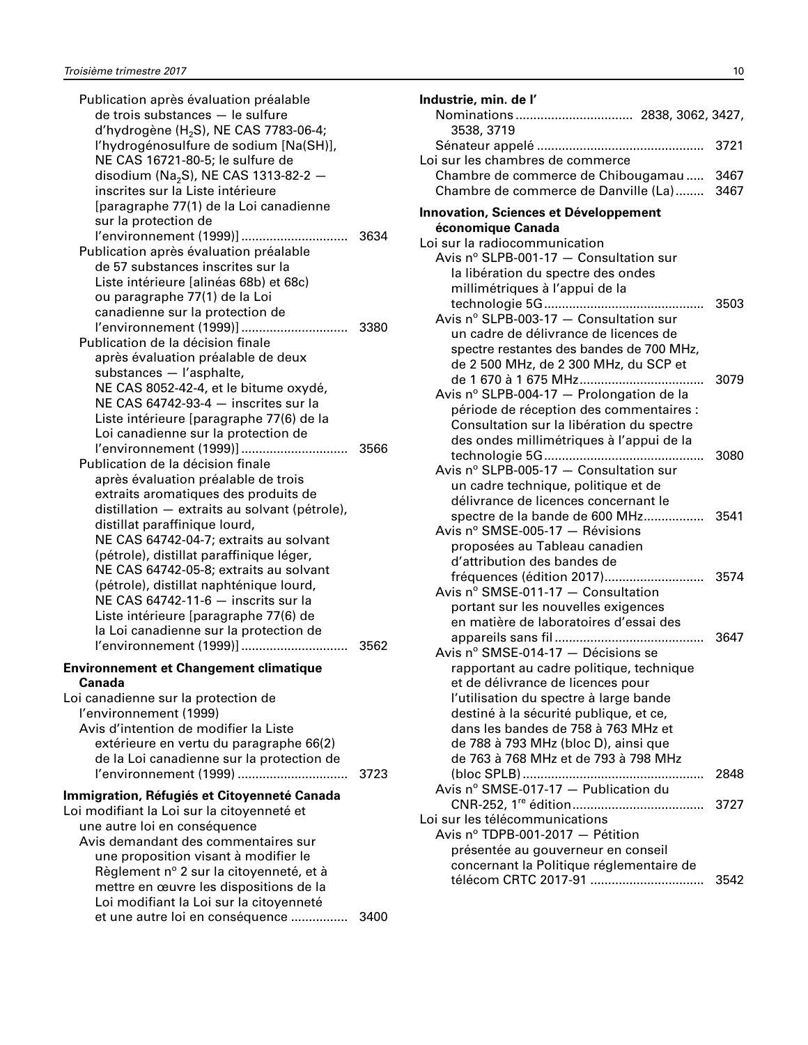Publication après évaluation préalable de trois substances — le sulfure d'hydrogène ($H_2S$), NE CAS 7783-06-4; l'hydrogénosulfure de sodium [Na(SH)], NE CAS 16721-80-5; le sulfure de disodium ($Na_2S$), NE CAS 1313-82-2 — inscrites sur la Liste intérieure [paragraphe 77(1) de la Loi canadienne sur la protection de l'environnement (1999)] ............................. 3634

Publication après évaluation préalable de 57 substances inscrites sur la Liste intérieure [alinéas 68b) et 68c) ou paragraphe 77(1) de la Loi canadienne sur la protection de l'environnement (1999)] ............................. 3380

Publication de la décision finale après évaluation préalable de deux substances — l'asphalte, NE CAS 8052-42-4, et le bitume oxydé, NE CAS 64742-93-4 — inscrites sur la Liste intérieure [paragraphe 77(6) de la Loi canadienne sur la protection de l'environnement (1999)] ............................. 3566

Publication de la décision finale après évaluation préalable de trois extraits aromatiques des produits de distillation — extraits au solvant (pétrole), distillat paraffinique lourd, NE CAS 64742-04-7; extraits au solvant (pétrole), distillat paraffinique léger, NE CAS 64742-05-8; extraits au solvant (pétrole), distillat naphténique lourd, NE CAS 64742-11-6 — inscrits sur la Liste intérieure [paragraphe 77(6) de la Loi canadienne sur la protection de l'environnement (1999)] ............................. 3562

**Environnement et Changement climatique Canada**

Loi canadienne sur la protection de l'environnement (1999)

Avis d'intention de modifier la Liste extérieure en vertu du paragraphe 66(2) de la Loi canadienne sur la protection de l'environnement (1999) .............................. 3723

**Immigration, Réfugiés et Citoyenneté Canada**

Loi modifiant la Loi sur la citoyenneté et une autre loi en conséquence

Avis demandant des commentaires sur une proposition visant à modifier le Règlement nº 2 sur la citoyenneté, et à mettre en œuvre les dispositions de la Loi modifiant la Loi sur la citoyenneté et une autre loi en conséquence ................ 3400

**Industrie, min. de l'**

Nominations ................................ 2838, 3062, 3427, 3538, 3719

Sénateur appelé .............................................. 3721

Loi sur les chambres de commerce

Chambre de commerce de Chibougamau ..... 3467

Chambre de commerce de Danville (La)........ 3467

**Innovation, Sciences et Développement économique Canada**

Loi sur la radiocommunication

Avis nº SLPB-001-17 — Consultation sur la libération du spectre des ondes millimétriques à l'appui de la technologie 5G............................................ 3503

Avis nº SLPB-003-17 — Consultation sur un cadre de délivrance de licences de spectre restantes des bandes de 700 MHz, de 2 500 MHz, de 2 300 MHz, du SCP et de 1 670 à 1 675 MHz.................................. 3079

Avis nº SLPB-004-17 — Prolongation de la période de réception des commentaires : Consultation sur la libération du spectre des ondes millimétriques à l'appui de la technologie 5G............................................ 3080

Avis nº SLPB-005-17 — Consultation sur un cadre technique, politique et de délivrance de licences concernant le spectre de la bande de 600 MHz................. 3541

Avis nº SMSE-005-17 — Révisions proposées au Tableau canadien d'attribution des bandes de fréquences (édition 2017)........................... 3574

Avis nº SMSE-011-17 — Consultation portant sur les nouvelles exigences en matière de laboratoires d'essai des appareils sans fil .......................................... 3647

Avis nº SMSE-014-17 — Décisions se rapportant au cadre politique, technique et de délivrance de licences pour l'utilisation du spectre à large bande destiné à la sécurité publique, et ce, dans les bandes de 758 à 763 MHz et de 788 à 793 MHz (bloc D), ainsi que de 763 à 768 MHz et de 793 à 798 MHz (bloc SPLB) .................................................. 2848

Avis nº SMSE-017-17 — Publication du CNR-252, 1re édition.................................... 3727

Loi sur les télécommunications

Avis nº TDPB-001-2017 — Pétition présentée au gouverneur en conseil concernant la Politique réglementaire de télécom CRTC 2017-91 ............................... 3542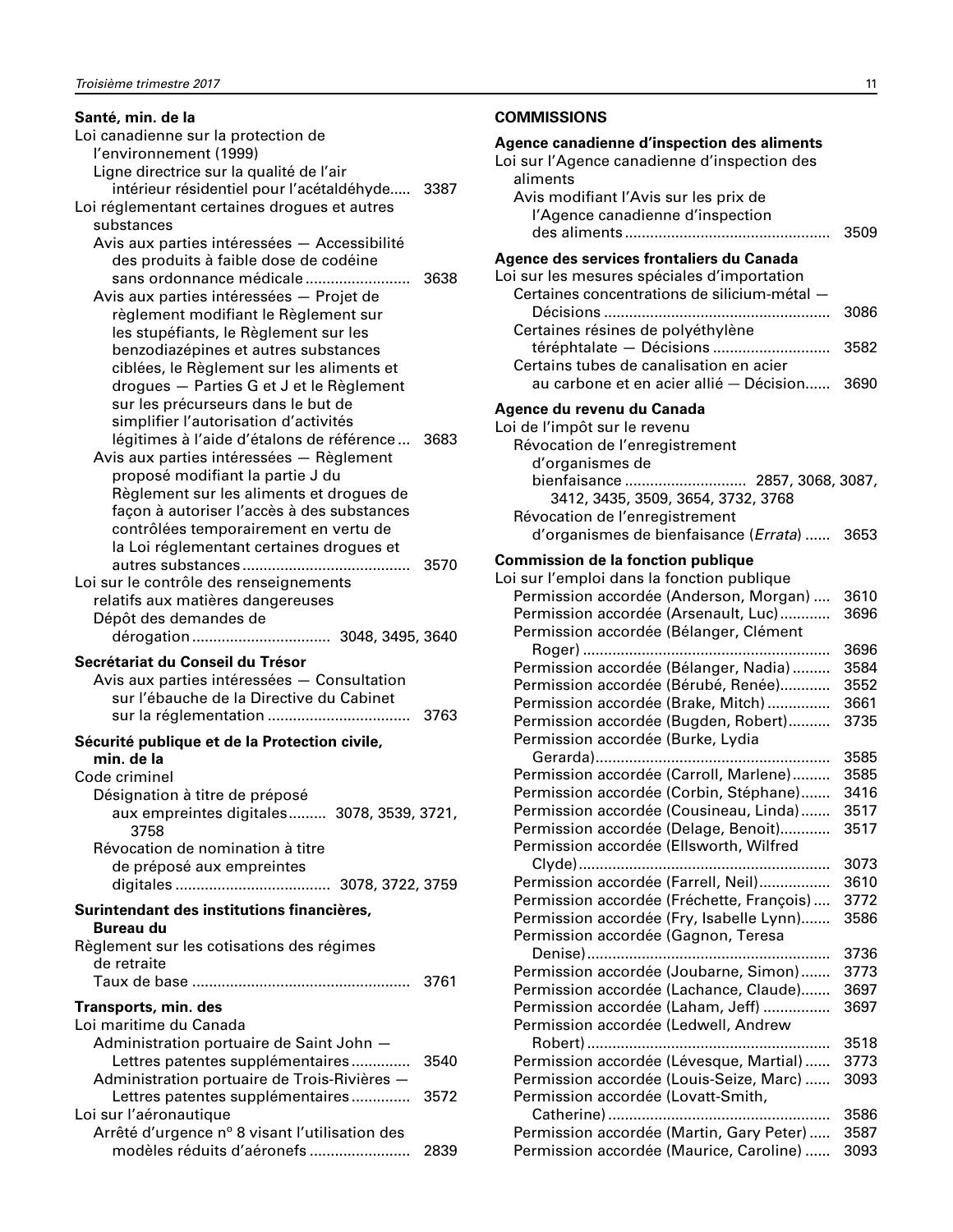**Santé, min. de la**

Loi canadienne sur la protection de l'environnement (1999)

Ligne directrice sur la qualité de l'air intérieur résidentiel pour l'acétaldéhyde..... 3387

Loi réglementant certaines drogues et autres substances

Avis aux parties intéressées — Accessibilité des produits à faible dose de codéine sans ordonnance médicale ........................ 3638

Avis aux parties intéressées — Projet de règlement modifiant le Règlement sur les stupéfiants, le Règlement sur les benzodiazépines et autres substances ciblées, le Règlement sur les aliments et drogues — Parties G et J et le Règlement sur les précurseurs dans le but de simplifier l'autorisation d'activités légitimes à l'aide d'étalons de référence ... 3683

Avis aux parties intéressées — Règlement proposé modifiant la partie J du Règlement sur les aliments et drogues de façon à autoriser l'accès à des substances contrôlées temporairement en vertu de la Loi réglementant certaines drogues et autres substances ....................................... 3570

Loi sur le contrôle des renseignements relatifs aux matières dangereuses

Dépôt des demandes de dérogation ................................ 3048, 3495, 3640

**Secrétariat du Conseil du Trésor**

Avis aux parties intéressées — Consultation sur l'ébauche de la Directive du Cabinet sur la réglementation ................................. 3763

**Sécurité publique et de la Protection civile, min. de la**

Code criminel

Désignation à titre de préposé aux empreintes digitales......... 3078, 3539, 3721, 3758

Révocation de nomination à titre de préposé aux empreintes digitales .................................... 3078, 3722, 3759

**Surintendant des institutions financières, Bureau du**

Règlement sur les cotisations des régimes de retraite

Taux de base ................................................... 3761

**Transports, min. des**

Loi maritime du Canada

Administration portuaire de Saint John — Lettres patentes supplémentaires ............. 3540

Administration portuaire de Trois-Rivières — Lettres patentes supplémentaires ............. 3572

Loi sur l'aéronautique

Arrêté d'urgence n$^{o}$ 8 visant l'utilisation des modèles réduits d'aéronefs ....................... 2839

## COMMISSIONS

**Agence canadienne d'inspection des aliments**

Loi sur l'Agence canadienne d'inspection des aliments

Avis modifiant l'Avis sur les prix de l'Agence canadienne d'inspection des aliments ................................................ 3509

**Agence des services frontaliers du Canada**

Loi sur les mesures spéciales d'importation

Certaines concentrations de silicium-métal — Décisions ..................................................... 3086

Certaines résines de polyéthylène téréphtalate — Décisions ........................... 3582

Certains tubes de canalisation en acier au carbone et en acier allié — Décision...... 3690

**Agence du revenu du Canada**

Loi de l'impôt sur le revenu

Révocation de l'enregistrement d'organismes de bienfaisance ............................ 2857, 3068, 3087, 3412, 3435, 3509, 3654, 3732, 3768

Révocation de l'enregistrement d'organismes de bienfaisance (*Errata*) ...... 3653

**Commission de la fonction publique**

Loi sur l'emploi dans la fonction publique

Permission accordée (Anderson, Morgan) .... 3610

Permission accordée (Arsenault, Luc)............ 3696

Permission accordée (Bélanger, Clément Roger) .......................................................... 3696

Permission accordée (Bélanger, Nadia)......... 3584

Permission accordée (Bérubé, Renée)............ 3552

Permission accordée (Brake, Mitch) ............... 3661

Permission accordée (Bugden, Robert).......... 3735

Permission accordée (Burke, Lydia Gerarda)....................................................... 3585

Permission accordée (Carroll, Marlene)......... 3585

Permission accordée (Corbin, Stéphane)....... 3416

Permission accordée (Cousineau, Linda)....... 3517

Permission accordée (Delage, Benoit)............ 3517

Permission accordée (Ellsworth, Wilfred Clyde)........................................................... 3073

Permission accordée (Farrell, Neil)................. 3610

Permission accordée (Fréchette, François) .... 3772

Permission accordée (Fry, Isabelle Lynn)....... 3586

Permission accordée (Gagnon, Teresa Denise)......................................................... 3736

Permission accordée (Joubarne, Simon)....... 3773

Permission accordée (Lachance, Claude)....... 3697

Permission accordée (Laham, Jeff) ................ 3697

Permission accordée (Ledwell, Andrew Robert)......................................................... 3518

Permission accordée (Lévesque, Martial)...... 3773

Permission accordée (Louis-Seize, Marc) ...... 3093

Permission accordée (Lovatt-Smith, Catherine) .................................................... 3586

Permission accordée (Martin, Gary Peter)..... 3587

Permission accordée (Maurice, Caroline) ...... 3093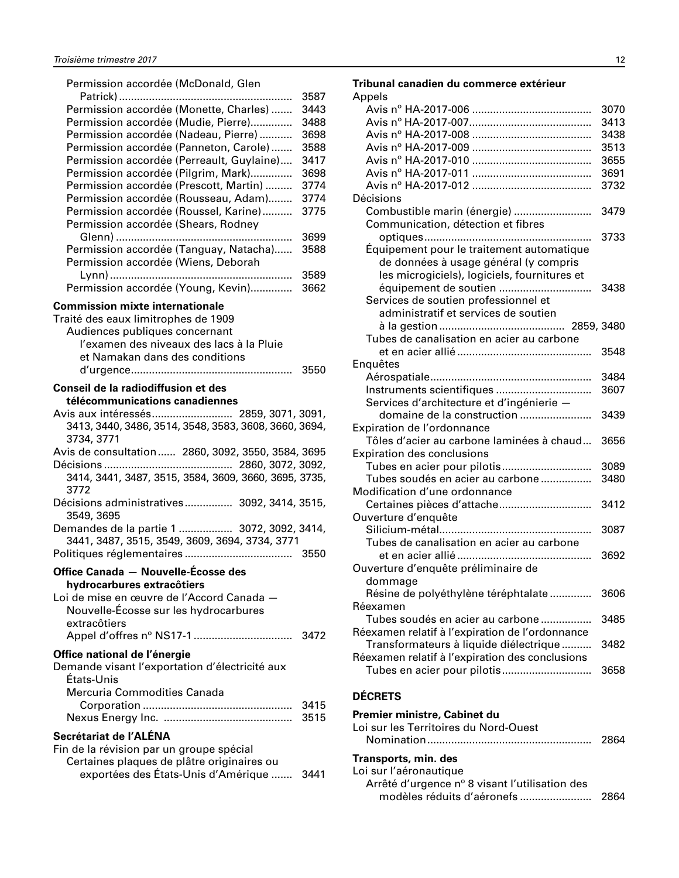Permission accordée (McDonald, Glen Patrick) .......... 3587
Permission accordée (Monette, Charles) .......... 3443
Permission accordée (Mudie, Pierre) .......... 3488
Permission accordée (Nadeau, Pierre) .......... 3698
Permission accordée (Panneton, Carole) .......... 3588
Permission accordée (Perreault, Guylaine) .......... 3417
Permission accordée (Pilgrim, Mark) .......... 3698
Permission accordée (Prescott, Martin) .......... 3774
Permission accordée (Rousseau, Adam) .......... 3774
Permission accordée (Roussel, Karine) .......... 3775
Permission accordée (Shears, Rodney Glenn) .......... 3699
Permission accordée (Tanguay, Natacha) .......... 3588
Permission accordée (Wiens, Deborah Lynn) .......... 3589
Permission accordée (Young, Kevin) .......... 3662

**Commission mixte internationale**

Traité des eaux limitrophes de 1909
- Audiences publiques concernant l'examen des niveaux des lacs à la Pluie et Namakan dans des conditions d'urgence .......... 3550

**Conseil de la radiodiffusion et des télécommunications canadiennes**

Avis aux intéressés .......... 2859, 3071, 3091, 3413, 3440, 3486, 3514, 3548, 3583, 3608, 3660, 3694, 3734, 3771
Avis de consultation .......... 2860, 3092, 3550, 3584, 3695
Décisions .......... 2860, 3072, 3092, 3414, 3441, 3487, 3515, 3584, 3609, 3660, 3695, 3735, 3772
Décisions administratives .......... 3092, 3414, 3515, 3549, 3695
Demandes de la partie 1 .......... 3072, 3092, 3414, 3441, 3487, 3515, 3549, 3609, 3694, 3734, 3771
Politiques réglementaires .......... 3550

**Office Canada — Nouvelle-Écosse des hydrocarbures extracôtiers**

Loi de mise en œuvre de l'Accord Canada — Nouvelle-Écosse sur les hydrocarbures extracôtiers
- Appel d'offres n° NS17-1 .......... 3472

**Office national de l'énergie**

Demande visant l'exportation d'électricité aux États-Unis
- Mercuria Commodities Canada Corporation .......... 3415
- Nexus Energy Inc. .......... 3515

**Secrétariat de l'ALÉNA**

Fin de la révision par un groupe spécial
- Certaines plaques de plâtre originaires ou exportées des États-Unis d'Amérique .......... 3441

**Tribunal canadien du commerce extérieur**

Appels
- Avis n° HA-2017-006 .......... 3070
- Avis n° HA-2017-007 .......... 3413
- Avis n° HA-2017-008 .......... 3438
- Avis n° HA-2017-009 .......... 3513
- Avis n° HA-2017-010 .......... 3655
- Avis n° HA-2017-011 .......... 3691
- Avis n° HA-2017-012 .......... 3732

Décisions
- Combustible marin (énergie) .......... 3479
- Communication, détection et fibres optiques .......... 3733
- Équipement pour le traitement automatique de données à usage général (y compris les microgiciels), logiciels, fournitures et équipement de soutien .......... 3438
- Services de soutien professionnel et administratif et services de soutien à la gestion .......... 2859, 3480
- Tubes de canalisation en acier au carbone et en acier allié .......... 3548

Enquêtes
- Aérospatiale .......... 3484
- Instruments scientifiques .......... 3607
- Services d'architecture et d'ingénierie — domaine de la construction .......... 3439

Expiration de l'ordonnance
- Tôles d'acier au carbone laminées à chaud .......... 3656

Expiration des conclusions
- Tubes en acier pour pilotis .......... 3089
- Tubes soudés en acier au carbone .......... 3480

Modification d'une ordonnance
- Certaines pièces d'attache .......... 3412

Ouverture d'enquête
- Silicium-métal .......... 3087
- Tubes de canalisation en acier au carbone et en acier allié .......... 3692

Ouverture d'enquête préliminaire de dommage
- Résine de polyéthylène téréphtalate .......... 3606

Réexamen
- Tubes soudés en acier au carbone .......... 3485

Réexamen relatif à l'expiration de l'ordonnance
- Transformateurs à liquide diélectrique .......... 3482

Réexamen relatif à l'expiration des conclusions
- Tubes en acier pour pilotis .......... 3658

## DÉCRETS

**Premier ministre, Cabinet du**

Loi sur les Territoires du Nord-Ouest
- Nomination .......... 2864

**Transports, min. des**

Loi sur l'aéronautique
- Arrêté d'urgence n° 8 visant l'utilisation des modèles réduits d'aéronefs .......... 2864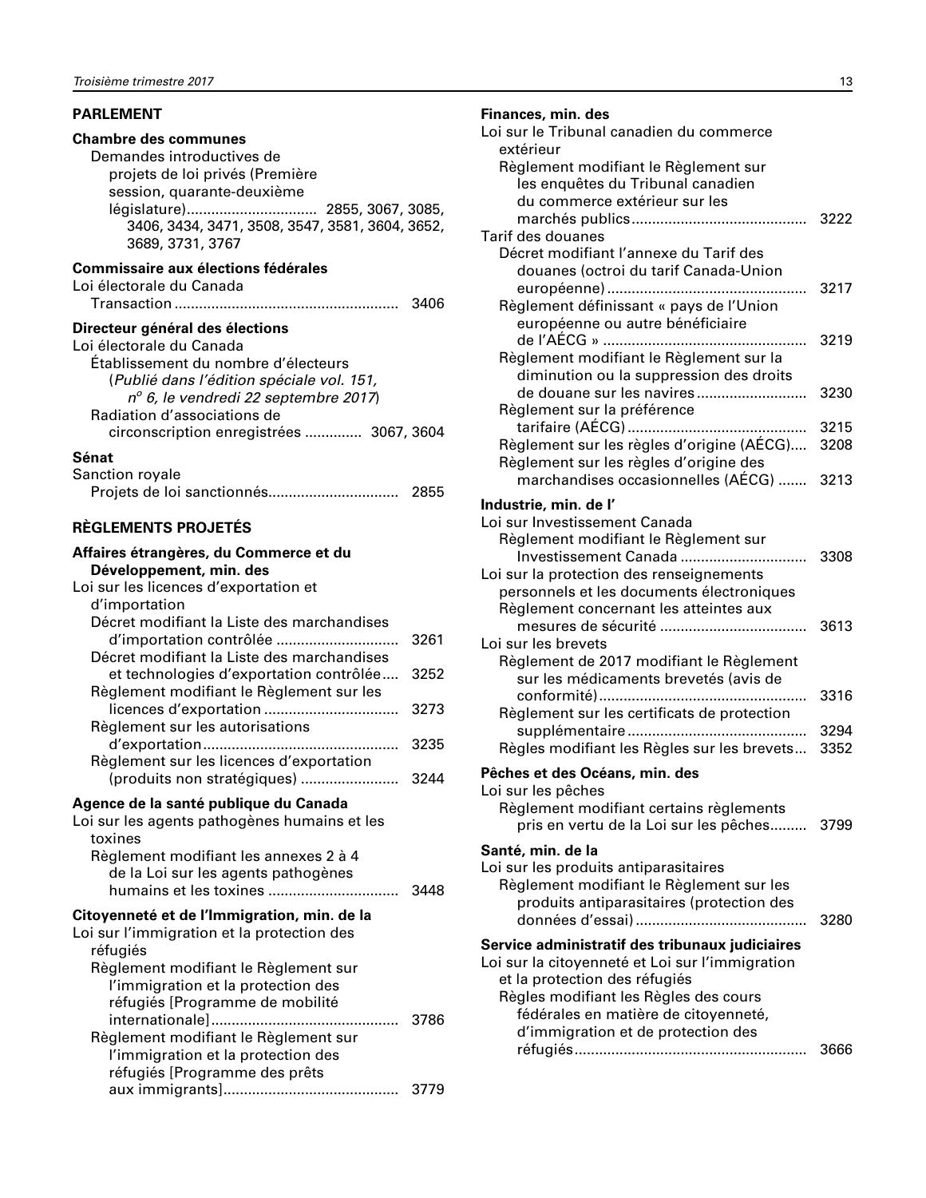## PARLEMENT

**Chambre des communes**

Demandes introductives de projets de loi privés (Première session, quarante-deuxième législature)................................ 2855, 3067, 3085, 3406, 3434, 3471, 3508, 3547, 3581, 3604, 3652, 3689, 3731, 3767

**Commissaire aux élections fédérales**

Loi électorale du Canada
- Transaction ...................................................... 3406

**Directeur général des élections**

Loi électorale du Canada
- Établissement du nombre d'électeurs (*Publié dans l'édition spéciale vol. 151, n° 6, le vendredi 22 septembre 2017*)
- Radiation d'associations de circonscription enregistrées ............. 3067, 3604

**Sénat**

Sanction royale
- Projets de loi sanctionnés................................ 2855

## RÈGLEMENTS PROJETÉS

**Affaires étrangères, du Commerce et du Développement, min. des**

Loi sur les licences d'exportation et d'importation
- Décret modifiant la Liste des marchandises d'importation contrôlée ............................. 3261
- Décret modifiant la Liste des marchandises et technologies d'exportation contrôlée.... 3252
- Règlement modifiant le Règlement sur les licences d'exportation ................................. 3273
- Règlement sur les autorisations d'exportation................................................ 3235
- Règlement sur les licences d'exportation (produits non stratégiques) ........................ 3244

**Agence de la santé publique du Canada**

Loi sur les agents pathogènes humains et les toxines
- Règlement modifiant les annexes 2 à 4 de la Loi sur les agents pathogènes humains et les toxines ................................ 3448

**Citoyenneté et de l'Immigration, min. de la**

Loi sur l'immigration et la protection des réfugiés
- Règlement modifiant le Règlement sur l'immigration et la protection des réfugiés [Programme de mobilité internationale]............................................. 3786
- Règlement modifiant le Règlement sur l'immigration et la protection des réfugiés [Programme des prêts aux immigrants].......................................... 3779

**Finances, min. des**

Loi sur le Tribunal canadien du commerce extérieur
- Règlement modifiant le Règlement sur les enquêtes du Tribunal canadien du commerce extérieur sur les marchés publics.......................................... 3222

Tarif des douanes
- Décret modifiant l'annexe du Tarif des douanes (octroi du tarif Canada-Union européenne) ................................................ 3217
- Règlement définissant « pays de l'Union européenne ou autre bénéficiaire de l'AÉCG » ................................................. 3219
- Règlement modifiant le Règlement sur la diminution ou la suppression des droits de douane sur les navires.......................... 3230
- Règlement sur la préférence tarifaire (AÉCG)........................................... 3215
- Règlement sur les règles d'origine (AÉCG).... 3208
- Règlement sur les règles d'origine des marchandises occasionnelles (AÉCG) ....... 3213

**Industrie, min. de l'**

Loi sur Investissement Canada
- Règlement modifiant le Règlement sur Investissement Canada .............................. 3308

Loi sur la protection des renseignements personnels et les documents électroniques
- Règlement concernant les atteintes aux mesures de sécurité ................................... 3613

Loi sur les brevets
- Règlement de 2017 modifiant le Règlement sur les médicaments brevetés (avis de conformité).................................................. 3316
- Règlement sur les certificats de protection supplémentaire........................................... 3294
- Règles modifiant les Règles sur les brevets... 3352

**Pêches et des Océans, min. des**

Loi sur les pêches
- Règlement modifiant certains règlements pris en vertu de la Loi sur les pêches......... 3799

**Santé, min. de la**

Loi sur les produits antiparasitaires
- Règlement modifiant le Règlement sur les produits antiparasitaires (protection des données d'essai)......................................... 3280

**Service administratif des tribunaux judiciaires**

Loi sur la citoyenneté et Loi sur l'immigration et la protection des réfugiés
- Règles modifiant les Règles des cours fédérales en matière de citoyenneté, d'immigration et de protection des réfugiés........................................................ 3666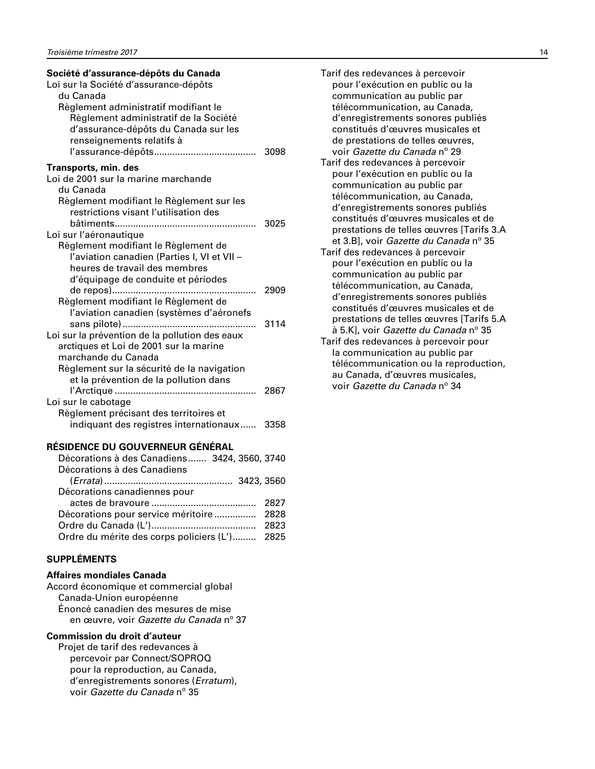**Société d'assurance-dépôts du Canada**

Loi sur la Société d'assurance-dépôts du Canada
- Règlement administratif modifiant le Règlement administratif de la Société d'assurance-dépôts du Canada sur les renseignements relatifs à l'assurance-dépôts ...................................... 3098

**Transports, min. des**

Loi de 2001 sur la marine marchande du Canada
- Règlement modifiant le Règlement sur les restrictions visant l'utilisation des bâtiments ..................................................... 3025

Loi sur l'aéronautique
- Règlement modifiant le Règlement de l'aviation canadien (Parties I, VI et VII – heures de travail des membres d'équipage de conduite et périodes de repos) ....................................................... 2909
- Règlement modifiant le Règlement de l'aviation canadien (systèmes d'aéronefs sans pilote) .................................................. 3114

Loi sur la prévention de la pollution des eaux arctiques et Loi de 2001 sur la marine marchande du Canada
- Règlement sur la sécurité de la navigation et la prévention de la pollution dans l'Arctique ..................................................... 2867

Loi sur le cabotage
- Règlement précisant des territoires et indiquant des registres internationaux ...... 3358

**RÉSIDENCE DU GOUVERNEUR GÉNÉRAL**

- Décorations à des Canadiens ....... 3424, 3560, 3740
- Décorations à des Canadiens (*Errata*) ................................................ 3423, 3560
- Décorations canadiennes pour actes de bravoure ....................................... 2827
- Décorations pour service méritoire ................ 2828
- Ordre du Canada (L') ....................................... 2823
- Ordre du mérite des corps policiers (L') ......... 2825

**SUPPLÉMENTS**

**Affaires mondiales Canada**

Accord économique et commercial global Canada-Union européenne
- Énoncé canadien des mesures de mise en œuvre, voir *Gazette du Canada* n° 37

**Commission du droit d'auteur**

- Projet de tarif des redevances à percevoir par Connect/SOPROQ pour la reproduction, au Canada, d'enregistrements sonores (*Erratum*), voir *Gazette du Canada* n° 35
- Tarif des redevances à percevoir pour l'exécution en public ou la communication au public par télécommunication, au Canada, d'enregistrements sonores publiés constitués d'œuvres musicales et de prestations de telles œuvres, voir *Gazette du Canada* n° 29
- Tarif des redevances à percevoir pour l'exécution en public ou la communication au public par télécommunication, au Canada, d'enregistrements sonores publiés constitués d'œuvres musicales et de prestations de telles œuvres [Tarifs 3.A et 3.B], voir *Gazette du Canada* n° 35
- Tarif des redevances à percevoir pour l'exécution en public ou la communication au public par télécommunication, au Canada, d'enregistrements sonores publiés constitués d'œuvres musicales et de prestations de telles œuvres [Tarifs 5.A à 5.K], voir *Gazette du Canada* n° 35
- Tarif des redevances à percevoir pour la communication au public par télécommunication ou la reproduction, au Canada, d'œuvres musicales, voir *Gazette du Canada* n° 34